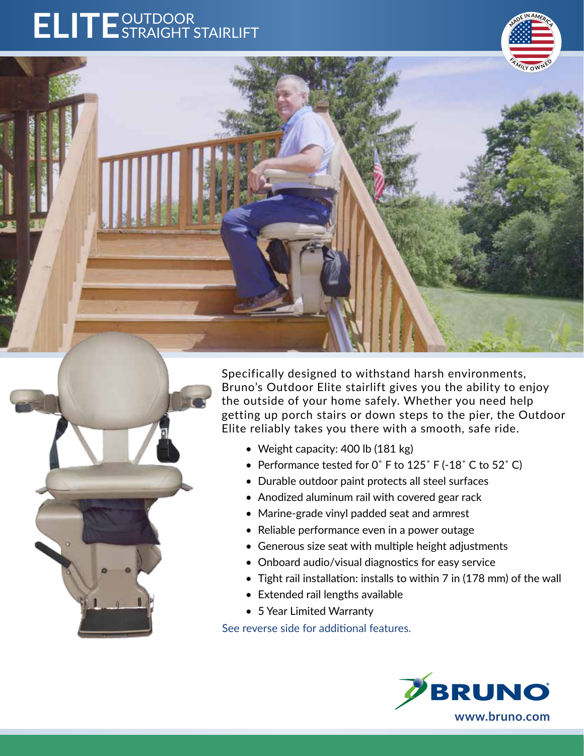# ELITE OUTDOOR STRAIGHT STAIRLIFT

MADE IN AMERICA
FAMILY OWNED

Specifically designed to withstand harsh environments, Bruno's Outdoor Elite stairlift gives you the ability to enjoy the outside of your home safely. Whether you need help getting up porch stairs or down steps to the pier, the Outdoor Elite reliably takes you there with a smooth, safe ride.

- Weight capacity: 400 lb (181 kg)
- Performance tested for 0˚ F to 125˚ F (-18˚ C to 52˚ C)
- Durable outdoor paint protects all steel surfaces
- Anodized aluminum rail with covered gear rack
- Marine-grade vinyl padded seat and armrest
- Reliable performance even in a power outage
- Generous size seat with multiple height adjustments
- Onboard audio/visual diagnostics for easy service
- Tight rail installation: installs to within 7 in (178 mm) of the wall
- Extended rail lengths available
- 5 Year Limited Warranty

See reverse side for additional features.

BRUNO®

www.bruno.com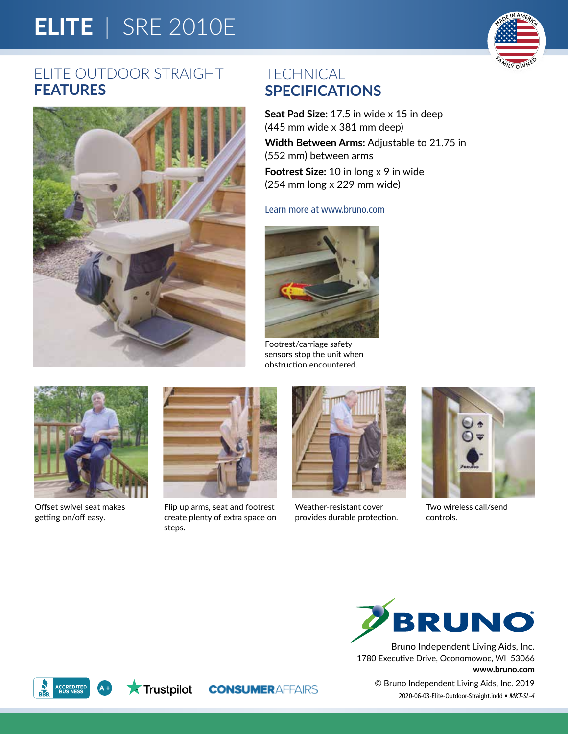# ELITE | SRE 2010E

## ELITE OUTDOOR STRAIGHT FEATURES

## TECHNICAL SPECIFICATIONS

**Seat Pad Size:** 17.5 in wide x 15 in deep (445 mm wide x 381 mm deep)

**Width Between Arms:** Adjustable to 21.75 in (552 mm) between arms

**Footrest Size:** 10 in long x 9 in wide (254 mm long x 229 mm wide)

Learn more at www.bruno.com

Footrest/carriage safety sensors stop the unit when obstruction encountered.

Offset swivel seat makes getting on/off easy.

Flip up arms, seat and footrest create plenty of extra space on steps.

Weather-resistant cover provides durable protection.

Two wireless call/send controls.

Bruno Independent Living Aids, Inc.
1780 Executive Drive, Oconomowoc, WI 53066
**www.bruno.com**

© Bruno Independent Living Aids, Inc. 2019
2020-06-03-Elite-Outdoor-Straight.indd • *MKT-SL-4*